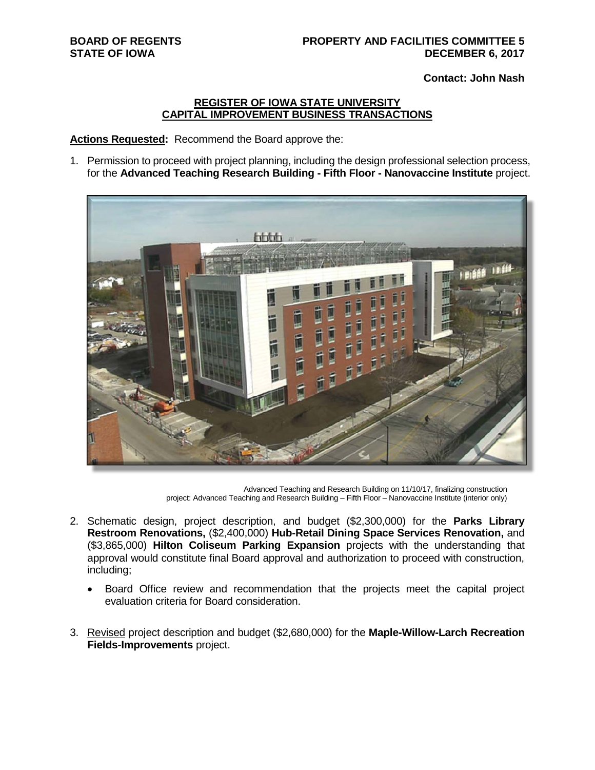**BOARD OF REGENTS**
**STATE OF IOWA**

**PROPERTY AND FACILITIES COMMITTEE 5**
**DECEMBER 6, 2017**

**Contact: John Nash**

## REGISTER OF IOWA STATE UNIVERSITY CAPITAL IMPROVEMENT BUSINESS TRANSACTIONS

**Actions Requested:** Recommend the Board approve the:

1. Permission to proceed with project planning, including the design professional selection process, for the **Advanced Teaching Research Building - Fifth Floor - Nanovaccine Institute** project.

Advanced Teaching and Research Building on 11/10/17, finalizing construction
project: Advanced Teaching and Research Building – Fifth Floor – Nanovaccine Institute (interior only)

2. Schematic design, project description, and budget ($2,300,000) for the **Parks Library Restroom Renovations,** ($2,400,000) **Hub-Retail Dining Space Services Renovation,** and ($3,865,000) **Hilton Coliseum Parking Expansion** projects with the understanding that approval would constitute final Board approval and authorization to proceed with construction, including;

   - Board Office review and recommendation that the projects meet the capital project evaluation criteria for Board consideration.

3. Revised project description and budget ($2,680,000) for the **Maple-Willow-Larch Recreation Fields-Improvements** project.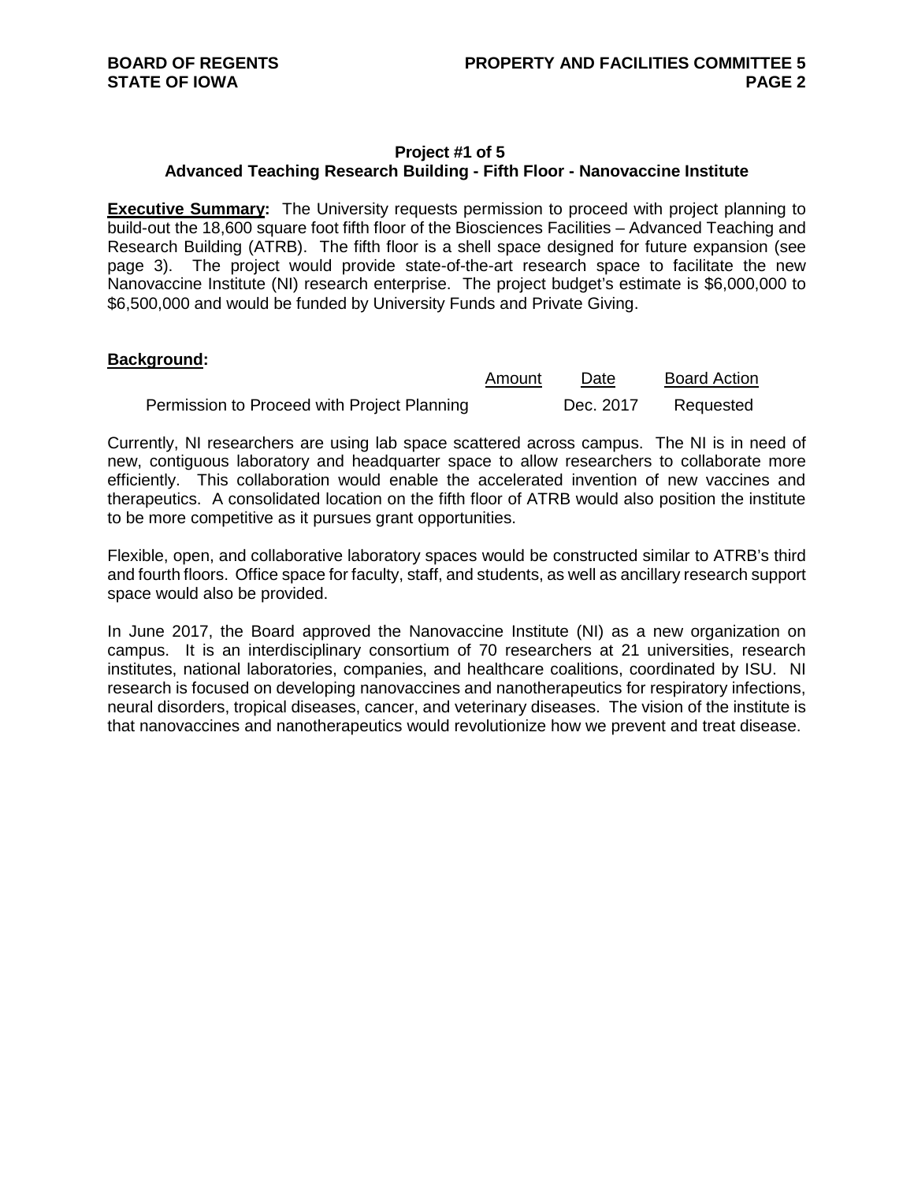**Project #1 of 5**
**Advanced Teaching Research Building - Fifth Floor - Nanovaccine Institute**

**Executive Summary:** The University requests permission to proceed with project planning to build-out the 18,600 square foot fifth floor of the Biosciences Facilities – Advanced Teaching and Research Building (ATRB). The fifth floor is a shell space designed for future expansion (see page 3). The project would provide state-of-the-art research space to facilitate the new Nanovaccine Institute (NI) research enterprise. The project budget's estimate is $6,000,000 to $6,500,000 and would be funded by University Funds and Private Giving.

**Background:**

| | Amount | Date | Board Action |
|---|---|---|---|
| Permission to Proceed with Project Planning | | Dec. 2017 | Requested |

Currently, NI researchers are using lab space scattered across campus. The NI is in need of new, contiguous laboratory and headquarter space to allow researchers to collaborate more efficiently. This collaboration would enable the accelerated invention of new vaccines and therapeutics. A consolidated location on the fifth floor of ATRB would also position the institute to be more competitive as it pursues grant opportunities.

Flexible, open, and collaborative laboratory spaces would be constructed similar to ATRB's third and fourth floors. Office space for faculty, staff, and students, as well as ancillary research support space would also be provided.

In June 2017, the Board approved the Nanovaccine Institute (NI) as a new organization on campus. It is an interdisciplinary consortium of 70 researchers at 21 universities, research institutes, national laboratories, companies, and healthcare coalitions, coordinated by ISU. NI research is focused on developing nanovaccines and nanotherapeutics for respiratory infections, neural disorders, tropical diseases, cancer, and veterinary diseases. The vision of the institute is that nanovaccines and nanotherapeutics would revolutionize how we prevent and treat disease.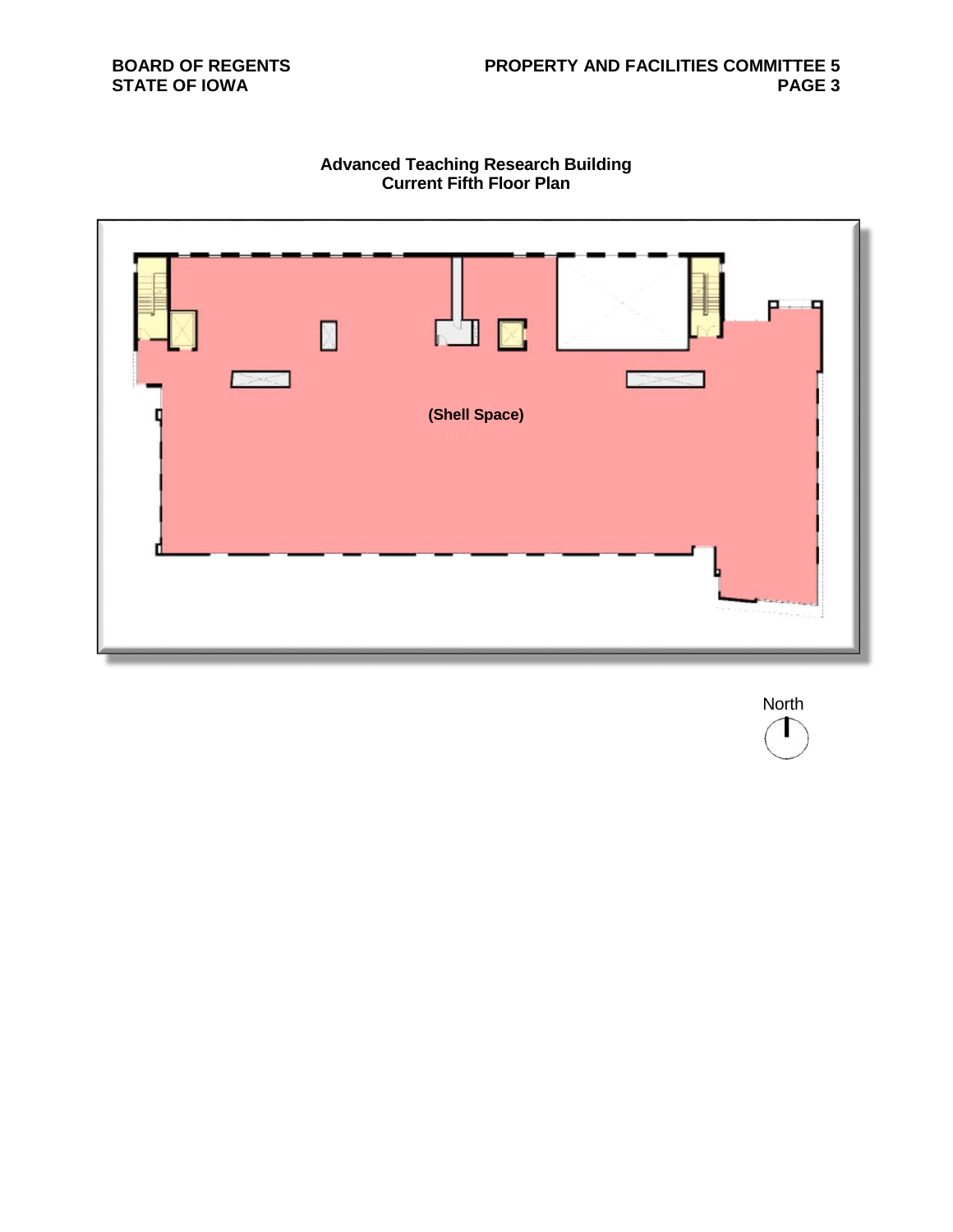**Advanced Teaching Research Building**
**Current Fifth Floor Plan**

(Shell Space)

North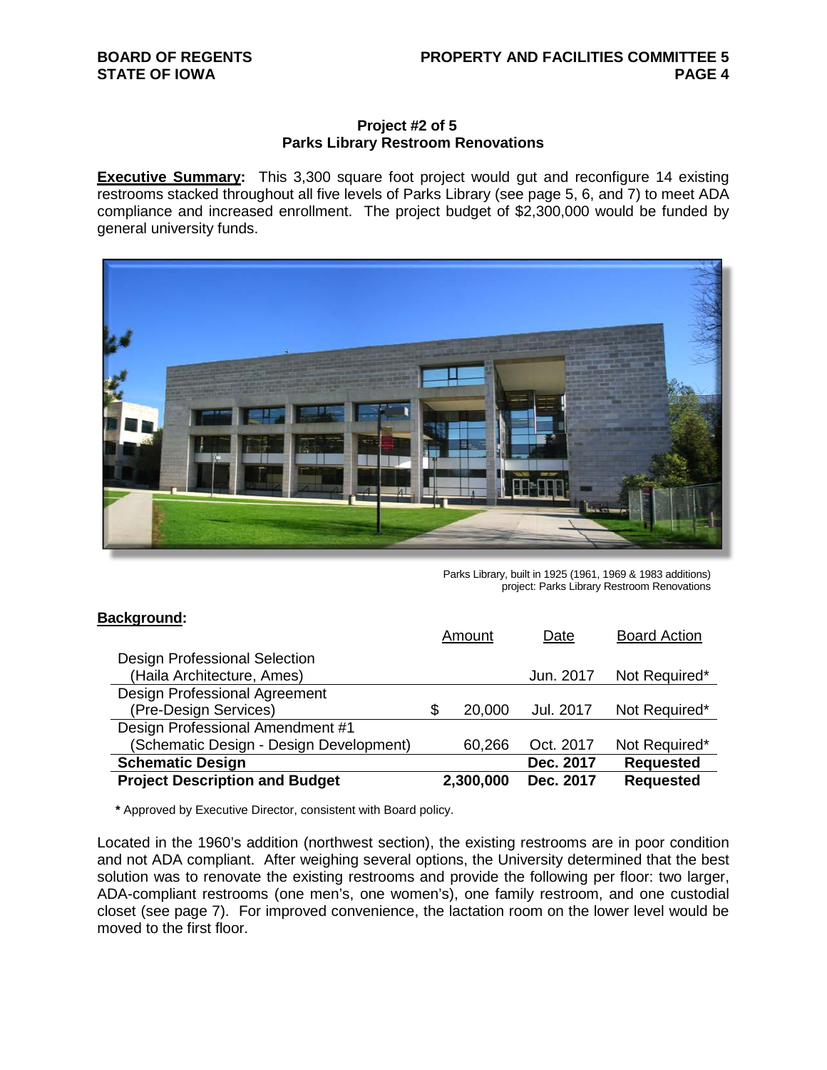### Project #2 of 5
### Parks Library Restroom Renovations

**Executive Summary:** This 3,300 square foot project would gut and reconfigure 14 existing restrooms stacked throughout all five levels of Parks Library (see page 5, 6, and 7) to meet ADA compliance and increased enrollment. The project budget of $2,300,000 would be funded by general university funds.

Parks Library, built in 1925 (1961, 1969 & 1983 additions)
project: Parks Library Restroom Renovations

**Background:**

| | Amount | Date | Board Action |
|---|---|---|---|
| Design Professional Selection (Haila Architecture, Ames) | | Jun. 2017 | Not Required* |
| Design Professional Agreement (Pre-Design Services) | $ 20,000 | Jul. 2017 | Not Required* |
| Design Professional Amendment #1 (Schematic Design - Design Development) | 60,266 | Oct. 2017 | Not Required* |
| **Schematic Design** | | **Dec. 2017** | **Requested** |
| **Project Description and Budget** | **2,300,000** | **Dec. 2017** | **Requested** |

**\*** Approved by Executive Director, consistent with Board policy.

Located in the 1960's addition (northwest section), the existing restrooms are in poor condition and not ADA compliant. After weighing several options, the University determined that the best solution was to renovate the existing restrooms and provide the following per floor: two larger, ADA-compliant restrooms (one men's, one women's), one family restroom, and one custodial closet (see page 7). For improved convenience, the lactation room on the lower level would be moved to the first floor.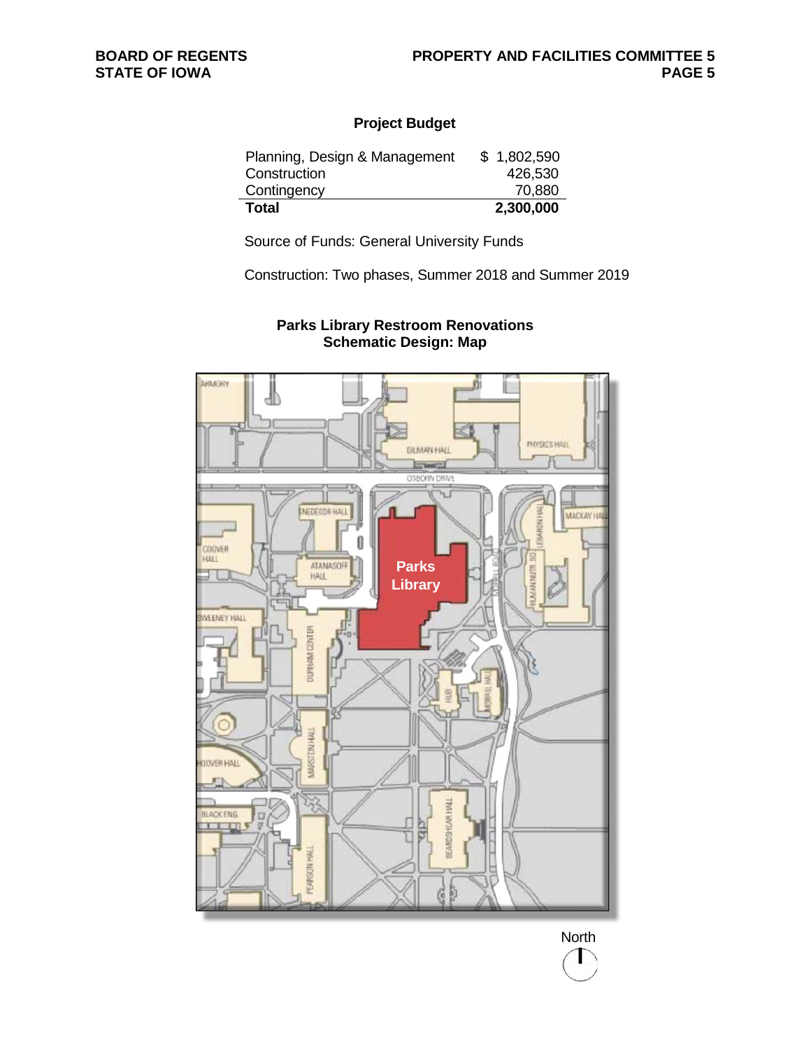**Project Budget**

| | |
|---|---|
| Planning, Design & Management | $ 1,802,590 |
| Construction | 426,530 |
| Contingency | 70,880 |
| **Total** | **2,300,000** |

Source of Funds: General University Funds

Construction: Two phases, Summer 2018 and Summer 2019

**Parks Library Restroom Renovations**
**Schematic Design: Map**

North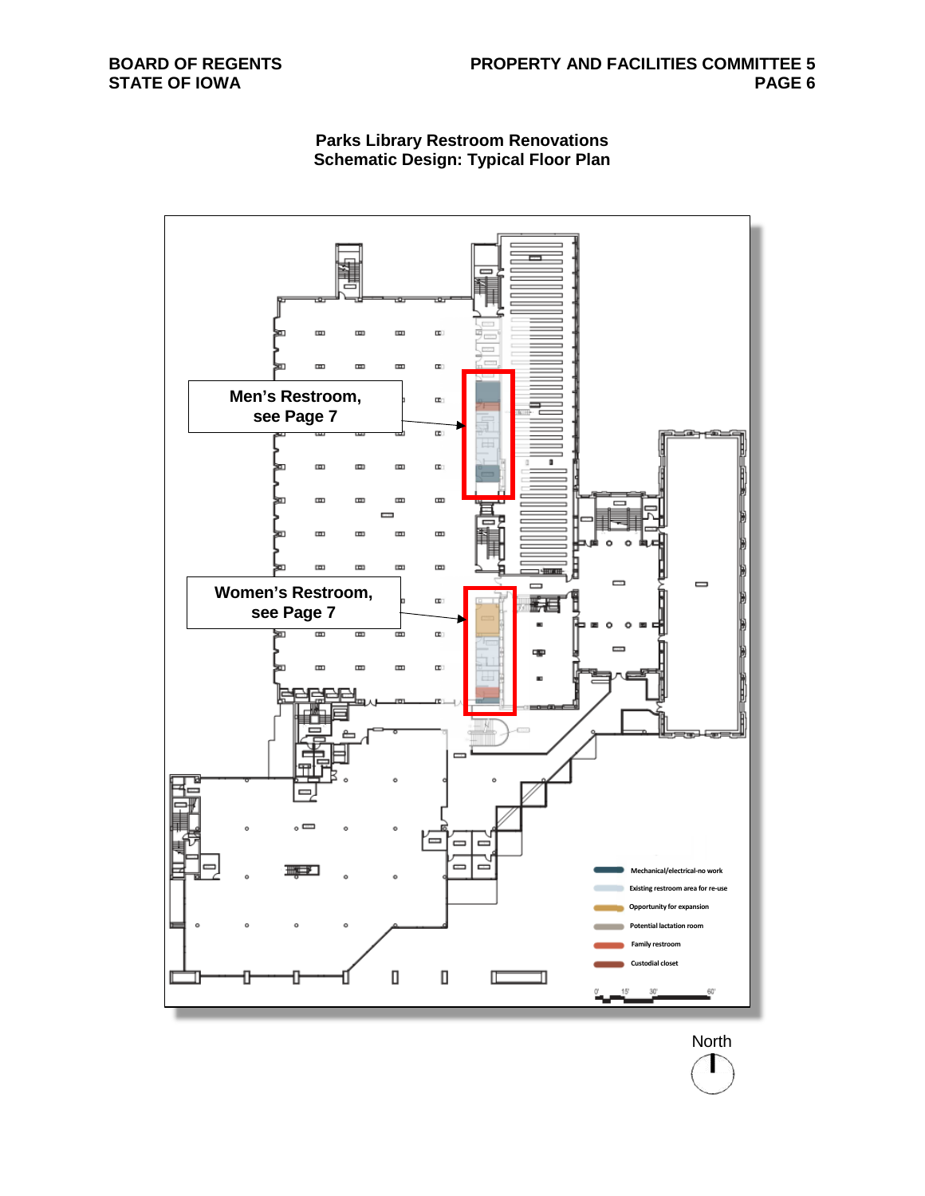## Parks Library Restroom Renovations
## Schematic Design: Typical Floor Plan

Men's Restroom, see Page 7

Women's Restroom, see Page 7

- Mechanical/electrical-no work
- Existing restroom area for re-use
- Opportunity for expansion
- Potential lactation room
- Family restroom
- Custodial closet

0' 15' 30' 60'

North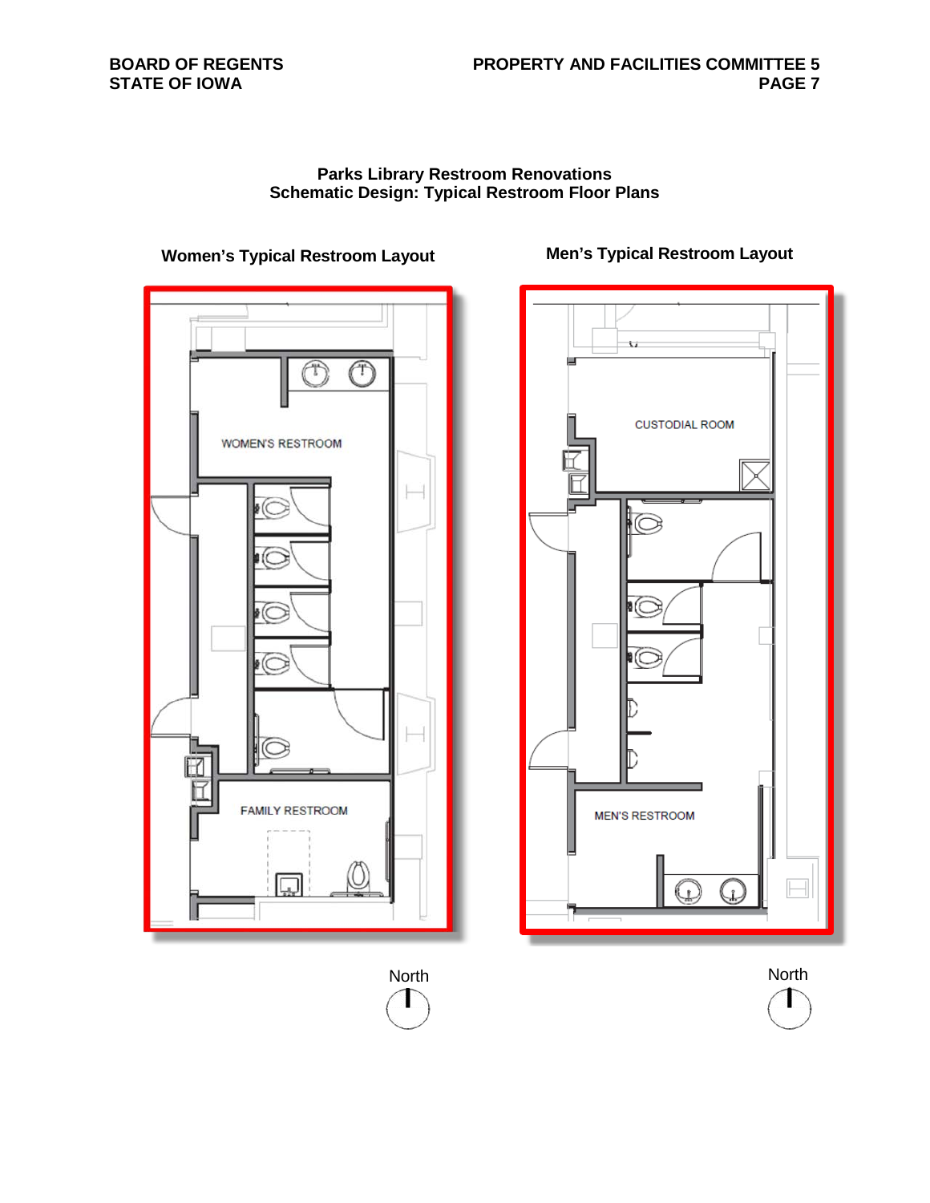## Parks Library Restroom Renovations
## Schematic Design: Typical Restroom Floor Plans

**Women's Typical Restroom Layout**

WOMEN'S RESTROOM

FAMILY RESTROOM

North

**Men's Typical Restroom Layout**

CUSTODIAL ROOM

MEN'S RESTROOM

North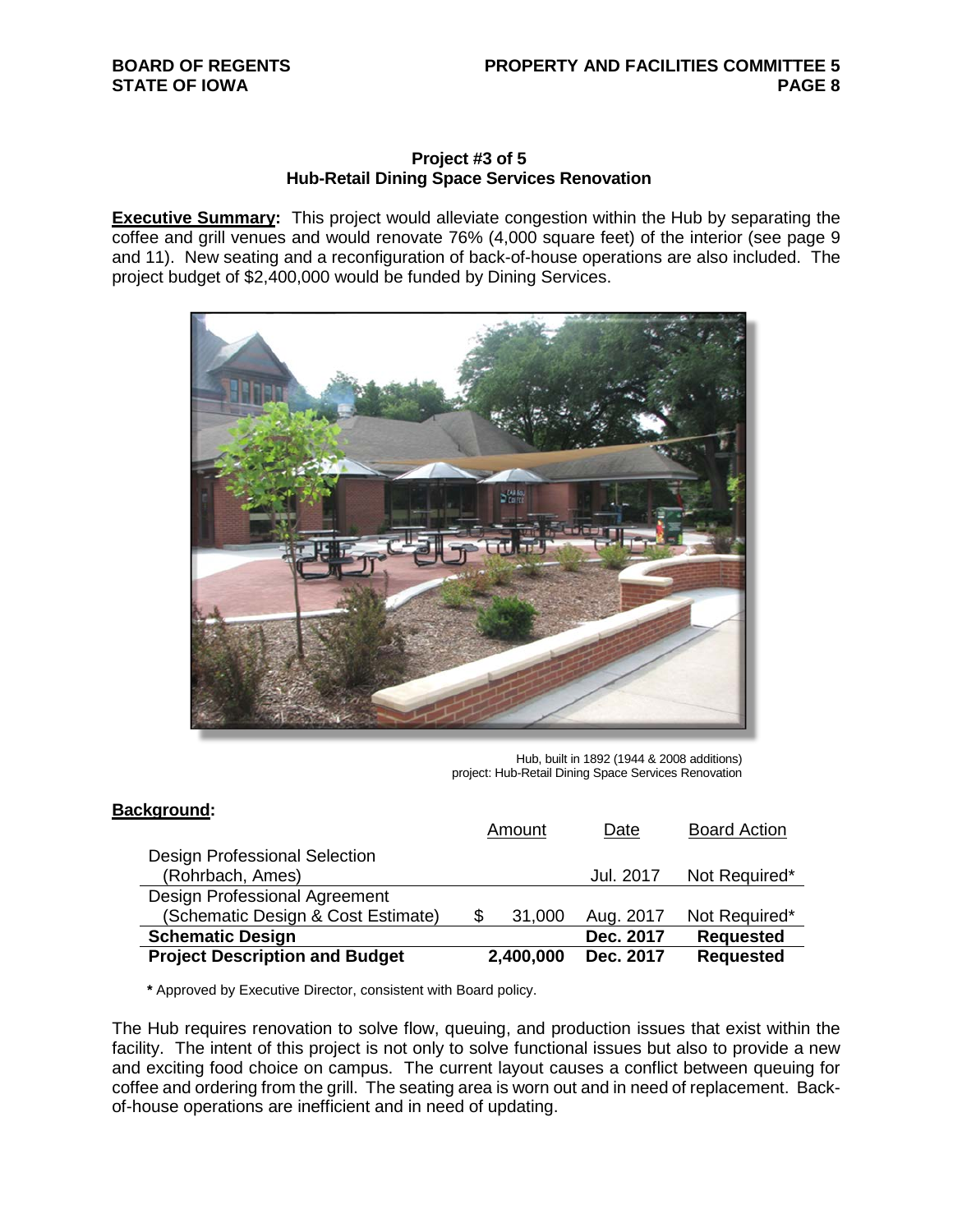### Project #3 of 5
### Hub-Retail Dining Space Services Renovation

**Executive Summary:** This project would alleviate congestion within the Hub by separating the coffee and grill venues and would renovate 76% (4,000 square feet) of the interior (see page 9 and 11). New seating and a reconfiguration of back-of-house operations are also included. The project budget of $2,400,000 would be funded by Dining Services.

Hub, built in 1892 (1944 & 2008 additions)
project: Hub-Retail Dining Space Services Renovation

**Background:**

| | Amount | Date | Board Action |
|---|---|---|---|
| Design Professional Selection (Rohrbach, Ames) | | Jul. 2017 | Not Required* |
| Design Professional Agreement (Schematic Design & Cost Estimate) | $ 31,000 | Aug. 2017 | Not Required* |
| **Schematic Design** | | **Dec. 2017** | **Requested** |
| **Project Description and Budget** | **2,400,000** | **Dec. 2017** | **Requested** |

**\*** Approved by Executive Director, consistent with Board policy.

The Hub requires renovation to solve flow, queuing, and production issues that exist within the facility. The intent of this project is not only to solve functional issues but also to provide a new and exciting food choice on campus. The current layout causes a conflict between queuing for coffee and ordering from the grill. The seating area is worn out and in need of replacement. Back-of-house operations are inefficient and in need of updating.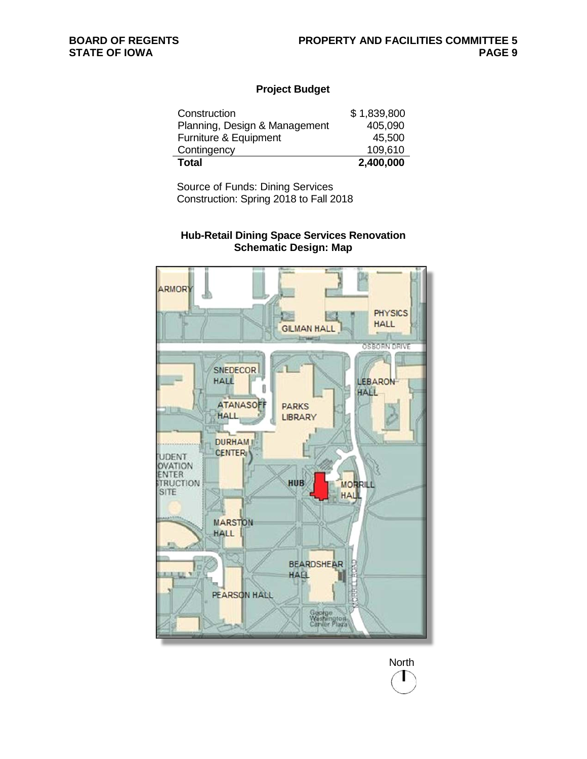## Project Budget

| | |
|---|---|
| Construction | $ 1,839,800 |
| Planning, Design & Management | 405,090 |
| Furniture & Equipment | 45,500 |
| Contingency | 109,610 |
| **Total** | **2,400,000** |

Source of Funds: Dining Services
Construction: Spring 2018 to Fall 2018

### Hub-Retail Dining Space Services Renovation
### Schematic Design: Map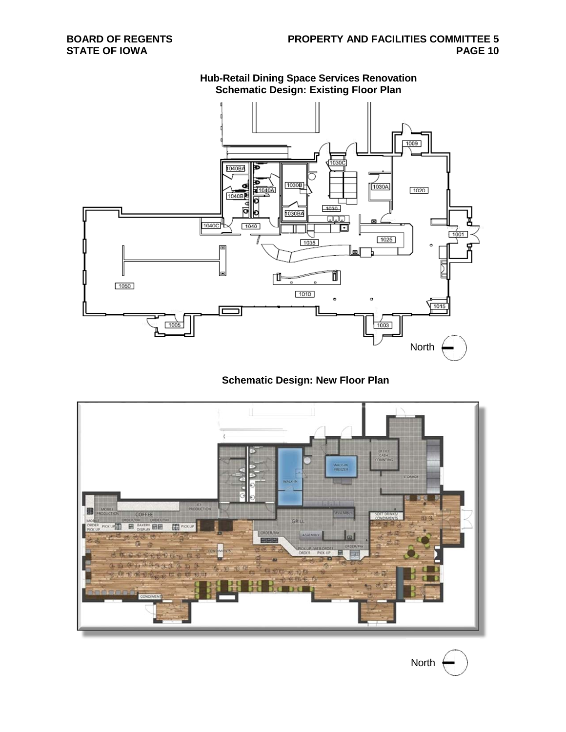## Hub-Retail Dining Space Services Renovation

### Schematic Design: Existing Floor Plan

### Schematic Design: New Floor Plan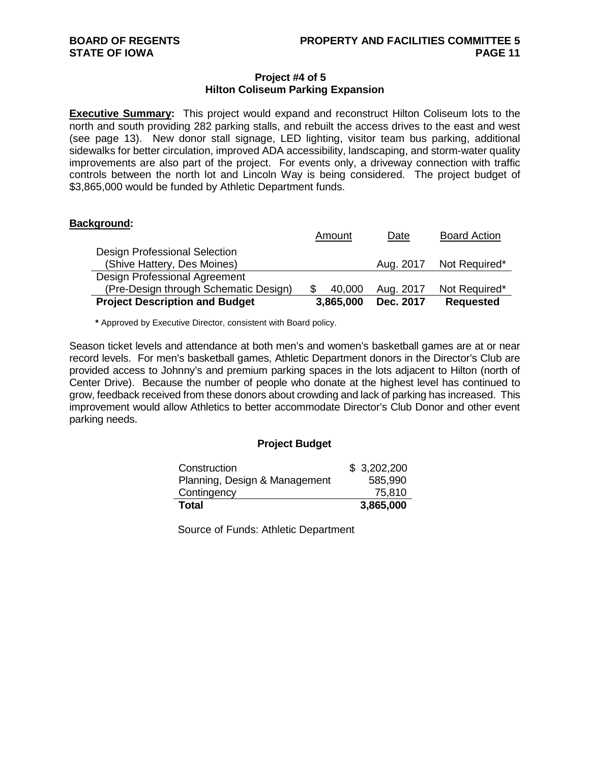### Project #4 of 5
### Hilton Coliseum Parking Expansion

**Executive Summary:** This project would expand and reconstruct Hilton Coliseum lots to the north and south providing 282 parking stalls, and rebuilt the access drives to the east and west (see page 13). New donor stall signage, LED lighting, visitor team bus parking, additional sidewalks for better circulation, improved ADA accessibility, landscaping, and storm-water quality improvements are also part of the project. For events only, a driveway connection with traffic controls between the north lot and Lincoln Way is being considered. The project budget of $3,865,000 would be funded by Athletic Department funds.

**Background:**

| | Amount | Date | Board Action |
|---|---|---|---|
| Design Professional Selection (Shive Hattery, Des Moines) | | Aug. 2017 | Not Required* |
| Design Professional Agreement (Pre-Design through Schematic Design) | $ 40,000 | Aug. 2017 | Not Required* |
| **Project Description and Budget** | **3,865,000** | **Dec. 2017** | **Requested** |

**\*** Approved by Executive Director, consistent with Board policy.

Season ticket levels and attendance at both men's and women's basketball games are at or near record levels. For men's basketball games, Athletic Department donors in the Director's Club are provided access to Johnny's and premium parking spaces in the lots adjacent to Hilton (north of Center Drive). Because the number of people who donate at the highest level has continued to grow, feedback received from these donors about crowding and lack of parking has increased. This improvement would allow Athletics to better accommodate Director's Club Donor and other event parking needs.

**Project Budget**

| | |
|---|---|
| Construction | $ 3,202,200 |
| Planning, Design & Management | 585,990 |
| Contingency | 75,810 |
| **Total** | **3,865,000** |

Source of Funds: Athletic Department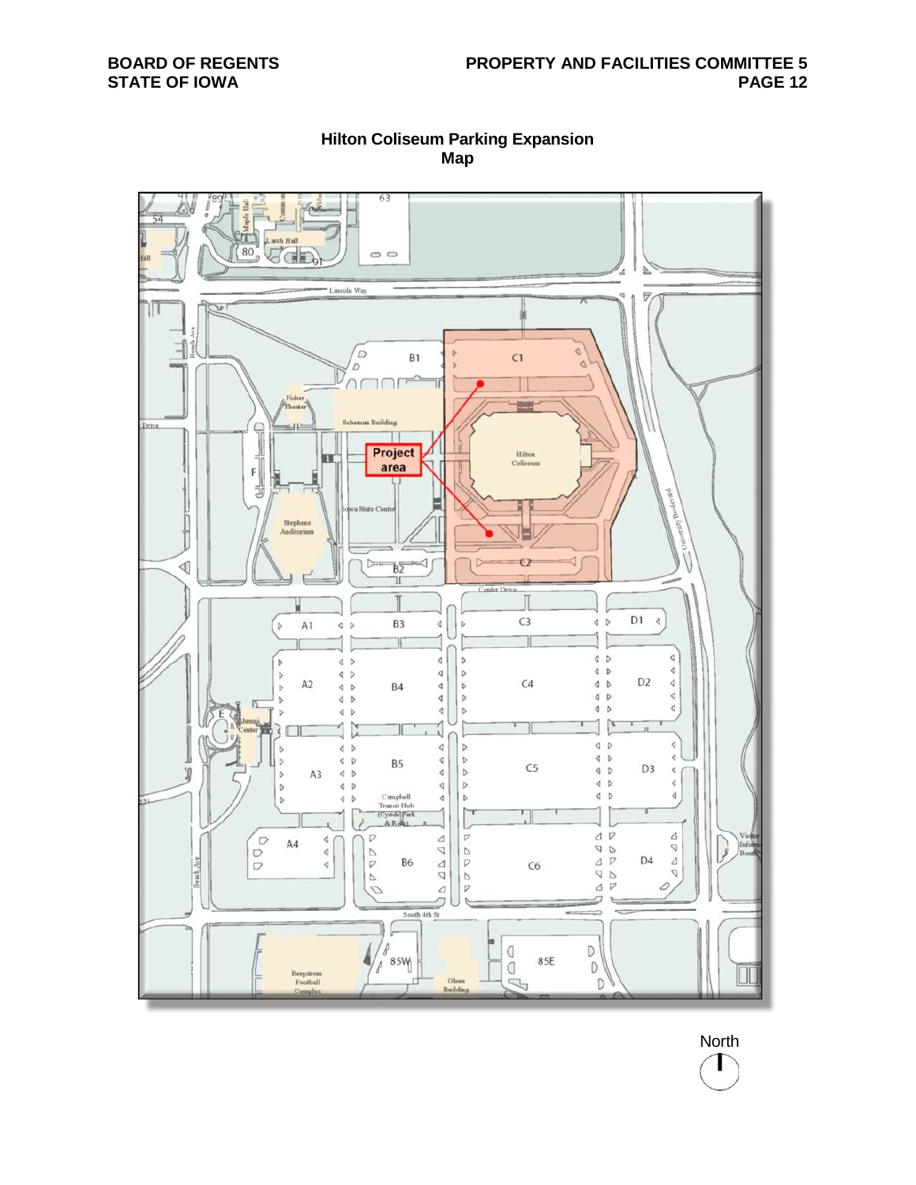## Hilton Coliseum Parking Expansion Map

Project area

North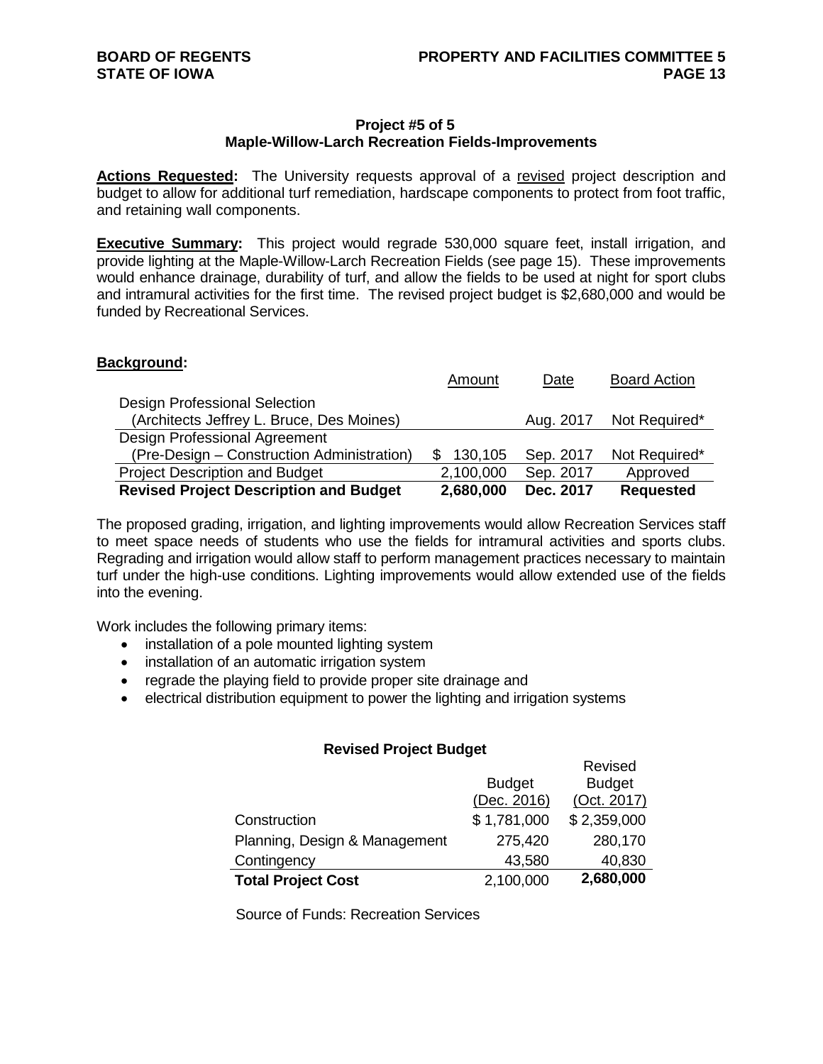**Project #5 of 5**
**Maple-Willow-Larch Recreation Fields-Improvements**

**Actions Requested:** The University requests approval of a revised project description and budget to allow for additional turf remediation, hardscape components to protect from foot traffic, and retaining wall components.

**Executive Summary:** This project would regrade 530,000 square feet, install irrigation, and provide lighting at the Maple-Willow-Larch Recreation Fields (see page 15). These improvements would enhance drainage, durability of turf, and allow the fields to be used at night for sport clubs and intramural activities for the first time. The revised project budget is $2,680,000 and would be funded by Recreational Services.

**Background:**

| | Amount | Date | Board Action |
|---|---|---|---|
| Design Professional Selection (Architects Jeffrey L. Bruce, Des Moines) | | Aug. 2017 | Not Required* |
| Design Professional Agreement (Pre-Design – Construction Administration) | $ 130,105 | Sep. 2017 | Not Required* |
| Project Description and Budget | 2,100,000 | Sep. 2017 | Approved |
| **Revised Project Description and Budget** | **2,680,000** | **Dec. 2017** | **Requested** |

The proposed grading, irrigation, and lighting improvements would allow Recreation Services staff to meet space needs of students who use the fields for intramural activities and sports clubs. Regrading and irrigation would allow staff to perform management practices necessary to maintain turf under the high-use conditions. Lighting improvements would allow extended use of the fields into the evening.

Work includes the following primary items:

- installation of a pole mounted lighting system
- installation of an automatic irrigation system
- regrade the playing field to provide proper site drainage and
- electrical distribution equipment to power the lighting and irrigation systems

**Revised Project Budget**

| | Budget (Dec. 2016) | Revised Budget (Oct. 2017) |
|---|---|---|
| Construction | $ 1,781,000 | $ 2,359,000 |
| Planning, Design & Management | 275,420 | 280,170 |
| Contingency | 43,580 | 40,830 |
| **Total Project Cost** | 2,100,000 | **2,680,000** |

Source of Funds: Recreation Services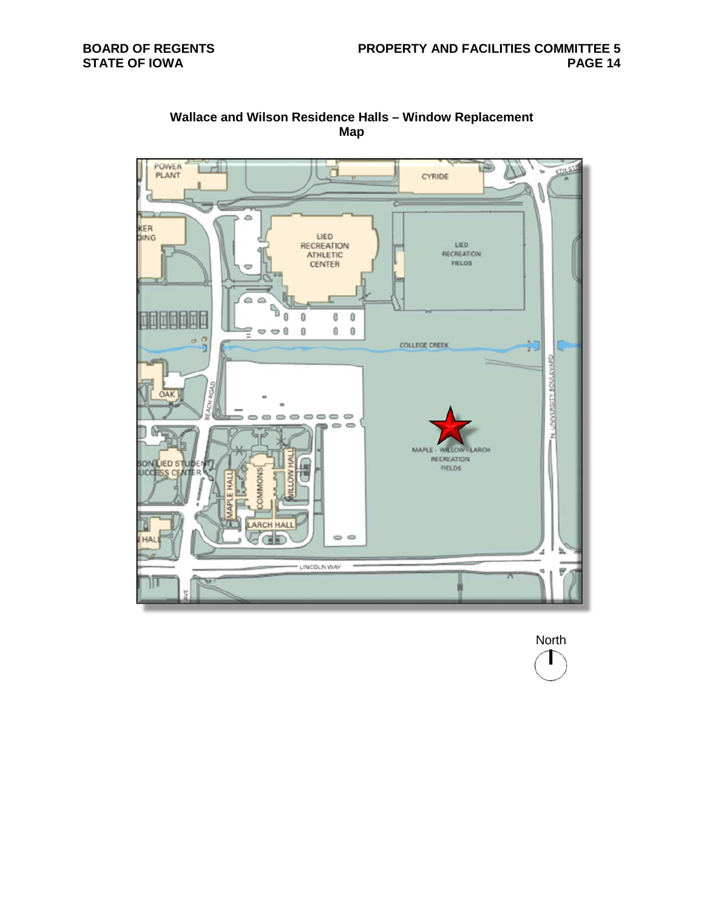**Wallace and Wilson Residence Halls – Window Replacement**
**Map**

POWER PLANT

CYRIDE

6TH ST

KER DING

LIED RECREATION ATHLETIC CENTER

LIED RECREATION FIELDS

COLLEGE CREEK

OAK

BEACH ROAD

N. UNIVERSITY BOULEVARD

MAPLE - WILLOW - LARCH RECREATION FIELDS

SON LIED STUDENT UCCESS CENTER

MAPLE HALL

COMMONS

WILLOW HALL

LARCH HALL

HALL

LINCOLN WAY

AVE

North